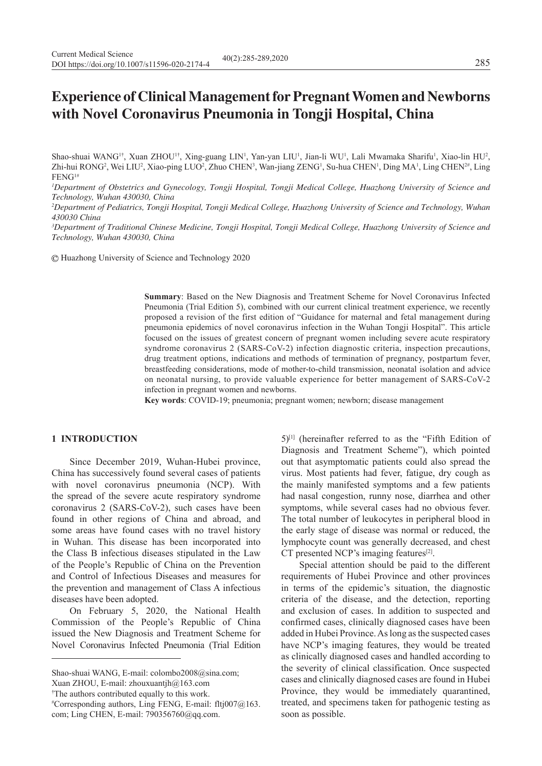# Experience of Clinical Management for Pregnant Women and Newborns with Novel Coronavirus Pneumonia in Tongji Hospital, China

Shao-shuai WANG[1†], Xuan ZHOU[1†], Xing-guang LIN[1], Yan-yan LIU[1], Jian-li WU[1], Lali Mwamaka Sharifu[1], Xiao-lin HU[2], Zhi-hui RONG[2], Wei LIU[2], Xiao-ping LUO[2], Zhuo CHEN[3], Wan-jiang ZENG[1], Su-hua CHEN[1], Ding MA[1], Ling CHEN[2#], Ling FENG[1#]

*[1]Department of Obstetrics and Gynecology, Tongji Hospital, Tongji Medical College, Huazhong University of Science and Technology, Wuhan 430030, China*

*[2]Department of Pediatrics, Tongji Hospital, Tongji Medical College, Huazhong University of Science and Technology, Wuhan 430030 China*

*[3]Department of Traditional Chinese Medicine, Tongji Hospital, Tongji Medical College, Huazhong University of Science and Technology, Wuhan 430030, China*

© Huazhong University of Science and Technology 2020

**Summary**: Based on the New Diagnosis and Treatment Scheme for Novel Coronavirus Infected Pneumonia (Trial Edition 5), combined with our current clinical treatment experience, we recently proposed a revision of the first edition of "Guidance for maternal and fetal management during pneumonia epidemics of novel coronavirus infection in the Wuhan Tongji Hospital". This article focused on the issues of greatest concern of pregnant women including severe acute respiratory syndrome coronavirus 2 (SARS-CoV-2) infection diagnostic criteria, inspection precautions, drug treatment options, indications and methods of termination of pregnancy, postpartum fever, breastfeeding considerations, mode of mother-to-child transmission, neonatal isolation and advice on neonatal nursing, to provide valuable experience for better management of SARS-CoV-2 infection in pregnant women and newborns.

**Key words**: COVID-19; pneumonia; pregnant women; newborn; disease management

## 1 INTRODUCTION

Since December 2019, Wuhan-Hubei province, China has successively found several cases of patients with novel coronavirus pneumonia (NCP). With the spread of the severe acute respiratory syndrome coronavirus 2 (SARS-CoV-2), such cases have been found in other regions of China and abroad, and some areas have found cases with no travel history in Wuhan. This disease has been incorporated into the Class B infectious diseases stipulated in the Law of the People's Republic of China on the Prevention and Control of Infectious Diseases and measures for the prevention and management of Class A infectious diseases have been adopted.

On February 5, 2020, the National Health Commission of the People's Republic of China issued the New Diagnosis and Treatment Scheme for Novel Coronavirus Infected Pneumonia (Trial Edition 5)[1] (hereinafter referred to as the "Fifth Edition of Diagnosis and Treatment Scheme"), which pointed out that asymptomatic patients could also spread the virus. Most patients had fever, fatigue, dry cough as the mainly manifested symptoms and a few patients had nasal congestion, runny nose, diarrhea and other symptoms, while several cases had no obvious fever. The total number of leukocytes in peripheral blood in the early stage of disease was normal or reduced, the lymphocyte count was generally decreased, and chest CT presented NCP's imaging features[2].

Special attention should be paid to the different requirements of Hubei Province and other provinces in terms of the epidemic's situation, the diagnostic criteria of the disease, and the detection, reporting and exclusion of cases. In addition to suspected and confirmed cases, clinically diagnosed cases have been added in Hubei Province. As long as the suspected cases have NCP's imaging features, they would be treated as clinically diagnosed cases and handled according to the severity of clinical classification. Once suspected cases and clinically diagnosed cases are found in Hubei Province, they would be immediately quarantined, treated, and specimens taken for pathogenic testing as soon as possible.

---

Shao-shuai WANG, E-mail: colombo2008@sina.com; Xuan ZHOU, E-mail: zhouxuantjh@163.com

†The authors contributed equally to this work.

#Corresponding authors, Ling FENG, E-mail: fltj007@163.com; Ling CHEN, E-mail: 790356760@qq.com.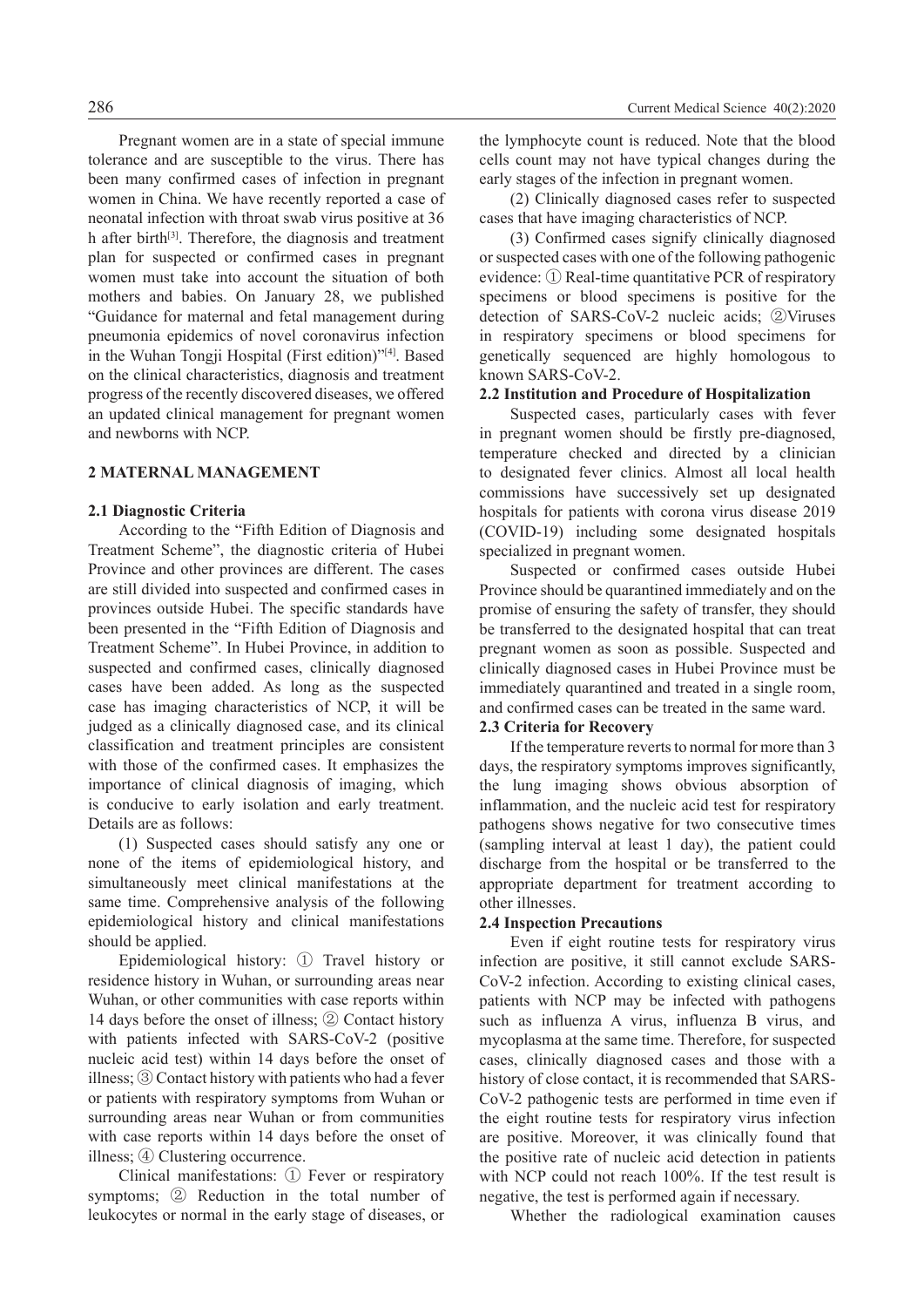Pregnant women are in a state of special immune tolerance and are susceptible to the virus. There has been many confirmed cases of infection in pregnant women in China. We have recently reported a case of neonatal infection with throat swab virus positive at 36 h after birth[3]. Therefore, the diagnosis and treatment plan for suspected or confirmed cases in pregnant women must take into account the situation of both mothers and babies. On January 28, we published "Guidance for maternal and fetal management during pneumonia epidemics of novel coronavirus infection in the Wuhan Tongji Hospital (First edition)"[4]. Based on the clinical characteristics, diagnosis and treatment progress of the recently discovered diseases, we offered an updated clinical management for pregnant women and newborns with NCP.

## 2 MATERNAL MANAGEMENT

### 2.1 Diagnostic Criteria

According to the "Fifth Edition of Diagnosis and Treatment Scheme", the diagnostic criteria of Hubei Province and other provinces are different. The cases are still divided into suspected and confirmed cases in provinces outside Hubei. The specific standards have been presented in the "Fifth Edition of Diagnosis and Treatment Scheme". In Hubei Province, in addition to suspected and confirmed cases, clinically diagnosed cases have been added. As long as the suspected case has imaging characteristics of NCP, it will be judged as a clinically diagnosed case, and its clinical classification and treatment principles are consistent with those of the confirmed cases. It emphasizes the importance of clinical diagnosis of imaging, which is conducive to early isolation and early treatment. Details are as follows:

(1) Suspected cases should satisfy any one or none of the items of epidemiological history, and simultaneously meet clinical manifestations at the same time. Comprehensive analysis of the following epidemiological history and clinical manifestations should be applied.

Epidemiological history: ① Travel history or residence history in Wuhan, or surrounding areas near Wuhan, or other communities with case reports within 14 days before the onset of illness; ② Contact history with patients infected with SARS-CoV-2 (positive nucleic acid test) within 14 days before the onset of illness; ③ Contact history with patients who had a fever or patients with respiratory symptoms from Wuhan or surrounding areas near Wuhan or from communities with case reports within 14 days before the onset of illness; ④ Clustering occurrence.

Clinical manifestations: ① Fever or respiratory symptoms; ② Reduction in the total number of leukocytes or normal in the early stage of diseases, or the lymphocyte count is reduced. Note that the blood cells count may not have typical changes during the early stages of the infection in pregnant women.

(2) Clinically diagnosed cases refer to suspected cases that have imaging characteristics of NCP.

(3) Confirmed cases signify clinically diagnosed or suspected cases with one of the following pathogenic evidence: ① Real-time quantitative PCR of respiratory specimens or blood specimens is positive for the detection of SARS-CoV-2 nucleic acids; ②Viruses in respiratory specimens or blood specimens for genetically sequenced are highly homologous to known SARS-CoV-2.

### 2.2 Institution and Procedure of Hospitalization

Suspected cases, particularly cases with fever in pregnant women should be firstly pre-diagnosed, temperature checked and directed by a clinician to designated fever clinics. Almost all local health commissions have successively set up designated hospitals for patients with corona virus disease 2019 (COVID-19) including some designated hospitals specialized in pregnant women.

Suspected or confirmed cases outside Hubei Province should be quarantined immediately and on the promise of ensuring the safety of transfer, they should be transferred to the designated hospital that can treat pregnant women as soon as possible. Suspected and clinically diagnosed cases in Hubei Province must be immediately quarantined and treated in a single room, and confirmed cases can be treated in the same ward.

### 2.3 Criteria for Recovery

If the temperature reverts to normal for more than 3 days, the respiratory symptoms improves significantly, the lung imaging shows obvious absorption of inflammation, and the nucleic acid test for respiratory pathogens shows negative for two consecutive times (sampling interval at least 1 day), the patient could discharge from the hospital or be transferred to the appropriate department for treatment according to other illnesses.

### 2.4 Inspection Precautions

Even if eight routine tests for respiratory virus infection are positive, it still cannot exclude SARS-CoV-2 infection. According to existing clinical cases, patients with NCP may be infected with pathogens such as influenza A virus, influenza B virus, and mycoplasma at the same time. Therefore, for suspected cases, clinically diagnosed cases and those with a history of close contact, it is recommended that SARS-CoV-2 pathogenic tests are performed in time even if the eight routine tests for respiratory virus infection are positive. Moreover, it was clinically found that the positive rate of nucleic acid detection in patients with NCP could not reach 100%. If the test result is negative, the test is performed again if necessary.

Whether the radiological examination causes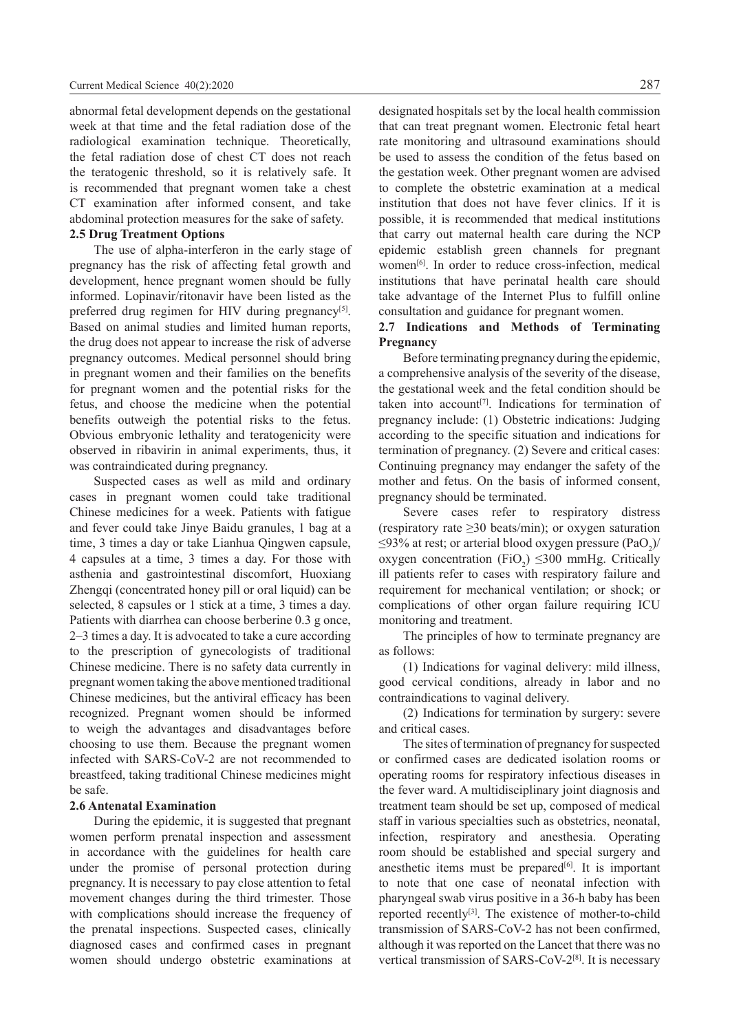abnormal fetal development depends on the gestational week at that time and the fetal radiation dose of the radiological examination technique. Theoretically, the fetal radiation dose of chest CT does not reach the teratogenic threshold, so it is relatively safe. It is recommended that pregnant women take a chest CT examination after informed consent, and take abdominal protection measures for the sake of safety.

**2.5 Drug Treatment Options**

The use of alpha-interferon in the early stage of pregnancy has the risk of affecting fetal growth and development, hence pregnant women should be fully informed. Lopinavir/ritonavir have been listed as the preferred drug regimen for HIV during pregnancy[5]. Based on animal studies and limited human reports, the drug does not appear to increase the risk of adverse pregnancy outcomes. Medical personnel should bring in pregnant women and their families on the benefits for pregnant women and the potential risks for the fetus, and choose the medicine when the potential benefits outweigh the potential risks to the fetus. Obvious embryonic lethality and teratogenicity were observed in ribavirin in animal experiments, thus, it was contraindicated during pregnancy.

Suspected cases as well as mild and ordinary cases in pregnant women could take traditional Chinese medicines for a week. Patients with fatigue and fever could take Jinye Baidu granules, 1 bag at a time, 3 times a day or take Lianhua Qingwen capsule, 4 capsules at a time, 3 times a day. For those with asthenia and gastrointestinal discomfort, Huoxiang Zhengqi (concentrated honey pill or oral liquid) can be selected, 8 capsules or 1 stick at a time, 3 times a day. Patients with diarrhea can choose berberine 0.3 g once, 2–3 times a day. It is advocated to take a cure according to the prescription of gynecologists of traditional Chinese medicine. There is no safety data currently in pregnant women taking the above mentioned traditional Chinese medicines, but the antiviral efficacy has been recognized. Pregnant women should be informed to weigh the advantages and disadvantages before choosing to use them. Because the pregnant women infected with SARS-CoV-2 are not recommended to breastfeed, taking traditional Chinese medicines might be safe.

**2.6 Antenatal Examination**

During the epidemic, it is suggested that pregnant women perform prenatal inspection and assessment in accordance with the guidelines for health care under the promise of personal protection during pregnancy. It is necessary to pay close attention to fetal movement changes during the third trimester. Those with complications should increase the frequency of the prenatal inspections. Suspected cases, clinically diagnosed cases and confirmed cases in pregnant women should undergo obstetric examinations at designated hospitals set by the local health commission that can treat pregnant women. Electronic fetal heart rate monitoring and ultrasound examinations should be used to assess the condition of the fetus based on the gestation week. Other pregnant women are advised to complete the obstetric examination at a medical institution that does not have fever clinics. If it is possible, it is recommended that medical institutions that carry out maternal health care during the NCP epidemic establish green channels for pregnant women[6]. In order to reduce cross-infection, medical institutions that have perinatal health care should take advantage of the Internet Plus to fulfill online consultation and guidance for pregnant women.

**2.7 Indications and Methods of Terminating Pregnancy**

Before terminating pregnancy during the epidemic, a comprehensive analysis of the severity of the disease, the gestational week and the fetal condition should be taken into account[7]. Indications for termination of pregnancy include: (1) Obstetric indications: Judging according to the specific situation and indications for termination of pregnancy. (2) Severe and critical cases: Continuing pregnancy may endanger the safety of the mother and fetus. On the basis of informed consent, pregnancy should be terminated.

Severe cases refer to respiratory distress (respiratory rate ≥30 beats/min); or oxygen saturation ≤93% at rest; or arterial blood oxygen pressure ($PaO_2$)/oxygen concentration ($FiO_2$) ≤300 mmHg. Critically ill patients refer to cases with respiratory failure and requirement for mechanical ventilation; or shock; or complications of other organ failure requiring ICU monitoring and treatment.

The principles of how to terminate pregnancy are as follows:

(1) Indications for vaginal delivery: mild illness, good cervical conditions, already in labor and no contraindications to vaginal delivery.

(2) Indications for termination by surgery: severe and critical cases.

The sites of termination of pregnancy for suspected or confirmed cases are dedicated isolation rooms or operating rooms for respiratory infectious diseases in the fever ward. A multidisciplinary joint diagnosis and treatment team should be set up, composed of medical staff in various specialties such as obstetrics, neonatal, infection, respiratory and anesthesia. Operating room should be established and special surgery and anesthetic items must be prepared[6]. It is important to note that one case of neonatal infection with pharyngeal swab virus positive in a 36-h baby has been reported recently[3]. The existence of mother-to-child transmission of SARS-CoV-2 has not been confirmed, although it was reported on the Lancet that there was no vertical transmission of SARS-CoV-2[8]. It is necessary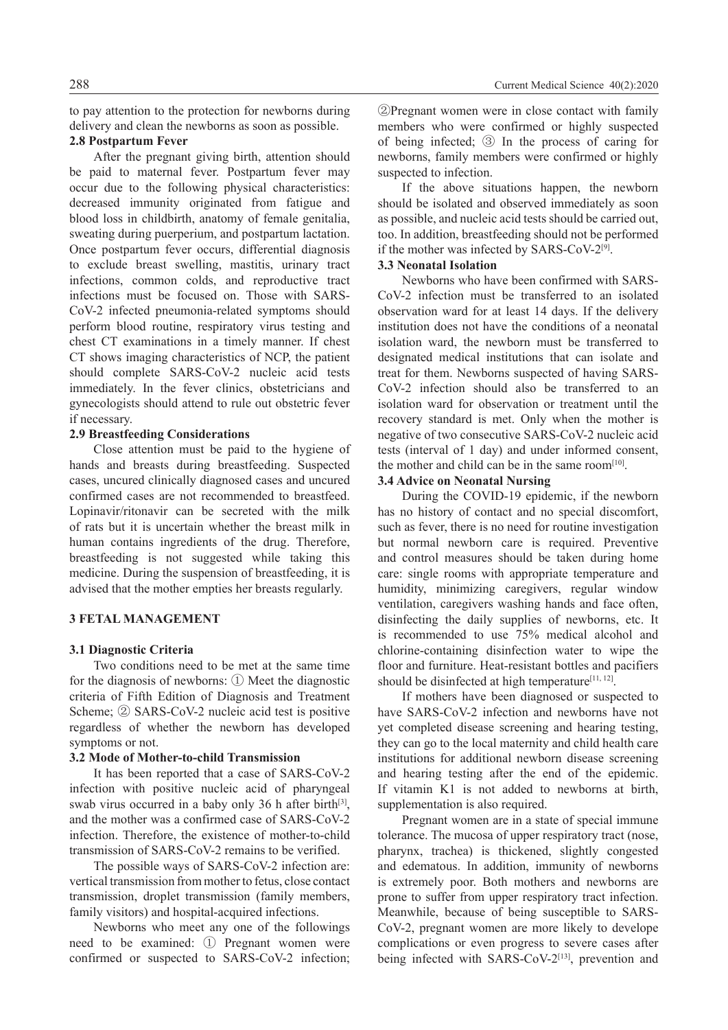to pay attention to the protection for newborns during delivery and clean the newborns as soon as possible.

### 2.8 Postpartum Fever

After the pregnant giving birth, attention should be paid to maternal fever. Postpartum fever may occur due to the following physical characteristics: decreased immunity originated from fatigue and blood loss in childbirth, anatomy of female genitalia, sweating during puerperium, and postpartum lactation. Once postpartum fever occurs, differential diagnosis to exclude breast swelling, mastitis, urinary tract infections, common colds, and reproductive tract infections must be focused on. Those with SARS-CoV-2 infected pneumonia-related symptoms should perform blood routine, respiratory virus testing and chest CT examinations in a timely manner. If chest CT shows imaging characteristics of NCP, the patient should complete SARS-CoV-2 nucleic acid tests immediately. In the fever clinics, obstetricians and gynecologists should attend to rule out obstetric fever if necessary.

### 2.9 Breastfeeding Considerations

Close attention must be paid to the hygiene of hands and breasts during breastfeeding. Suspected cases, uncured clinically diagnosed cases and uncured confirmed cases are not recommended to breastfeed. Lopinavir/ritonavir can be secreted with the milk of rats but it is uncertain whether the breast milk in human contains ingredients of the drug. Therefore, breastfeeding is not suggested while taking this medicine. During the suspension of breastfeeding, it is advised that the mother empties her breasts regularly.

## 3 FETAL MANAGEMENT

### 3.1 Diagnostic Criteria

Two conditions need to be met at the same time for the diagnosis of newborns: ① Meet the diagnostic criteria of Fifth Edition of Diagnosis and Treatment Scheme; ② SARS-CoV-2 nucleic acid test is positive regardless of whether the newborn has developed symptoms or not.

### 3.2 Mode of Mother-to-child Transmission

It has been reported that a case of SARS-CoV-2 infection with positive nucleic acid of pharyngeal swab virus occurred in a baby only 36 h after birth[3], and the mother was a confirmed case of SARS-CoV-2 infection. Therefore, the existence of mother-to-child transmission of SARS-CoV-2 remains to be verified.

The possible ways of SARS-CoV-2 infection are: vertical transmission from mother to fetus, close contact transmission, droplet transmission (family members, family visitors) and hospital-acquired infections.

Newborns who meet any one of the followings need to be examined: ① Pregnant women were confirmed or suspected to SARS-CoV-2 infection; ②Pregnant women were in close contact with family members who were confirmed or highly suspected of being infected; ③ In the process of caring for newborns, family members were confirmed or highly suspected to infection.

If the above situations happen, the newborn should be isolated and observed immediately as soon as possible, and nucleic acid tests should be carried out, too. In addition, breastfeeding should not be performed if the mother was infected by SARS-CoV-2[9].

### 3.3 Neonatal Isolation

Newborns who have been confirmed with SARS-CoV-2 infection must be transferred to an isolated observation ward for at least 14 days. If the delivery institution does not have the conditions of a neonatal isolation ward, the newborn must be transferred to designated medical institutions that can isolate and treat for them. Newborns suspected of having SARS-CoV-2 infection should also be transferred to an isolation ward for observation or treatment until the recovery standard is met. Only when the mother is negative of two consecutive SARS-CoV-2 nucleic acid tests (interval of 1 day) and under informed consent, the mother and child can be in the same room[10].

### 3.4 Advice on Neonatal Nursing

During the COVID-19 epidemic, if the newborn has no history of contact and no special discomfort, such as fever, there is no need for routine investigation but normal newborn care is required. Preventive and control measures should be taken during home care: single rooms with appropriate temperature and humidity, minimizing caregivers, regular window ventilation, caregivers washing hands and face often, disinfecting the daily supplies of newborns, etc. It is recommended to use 75% medical alcohol and chlorine-containing disinfection water to wipe the floor and furniture. Heat-resistant bottles and pacifiers should be disinfected at high temperature[11, 12].

If mothers have been diagnosed or suspected to have SARS-CoV-2 infection and newborns have not yet completed disease screening and hearing testing, they can go to the local maternity and child health care institutions for additional newborn disease screening and hearing testing after the end of the epidemic. If vitamin K1 is not added to newborns at birth, supplementation is also required.

Pregnant women are in a state of special immune tolerance. The mucosa of upper respiratory tract (nose, pharynx, trachea) is thickened, slightly congested and edematous. In addition, immunity of newborns is extremely poor. Both mothers and newborns are prone to suffer from upper respiratory tract infection. Meanwhile, because of being susceptible to SARS-CoV-2, pregnant women are more likely to develope complications or even progress to severe cases after being infected with SARS-CoV-2[13], prevention and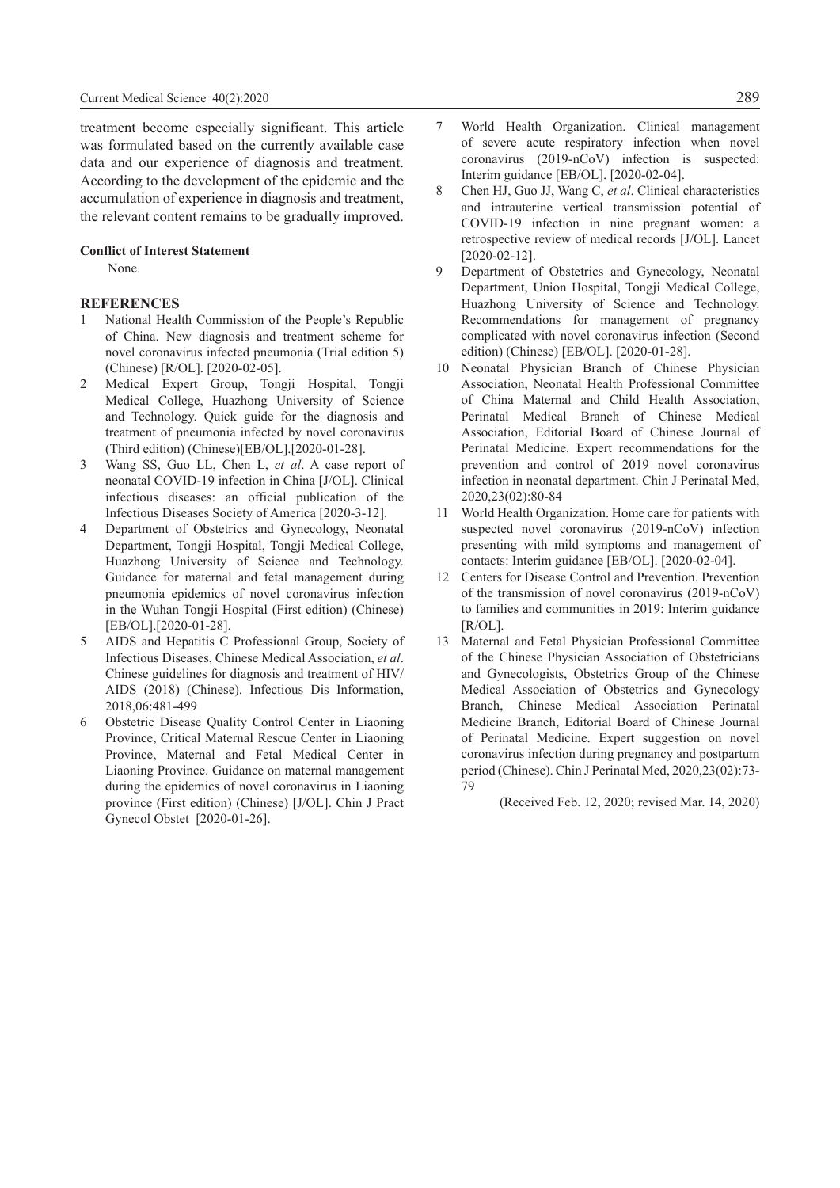treatment become especially significant. This article was formulated based on the currently available case data and our experience of diagnosis and treatment. According to the development of the epidemic and the accumulation of experience in diagnosis and treatment, the relevant content remains to be gradually improved.

**Conflict of Interest Statement**

None.

## REFERENCES

1. National Health Commission of the People's Republic of China. New diagnosis and treatment scheme for novel coronavirus infected pneumonia (Trial edition 5) (Chinese) [R/OL]. [2020-02-05].
2. Medical Expert Group, Tongji Hospital, Tongji Medical College, Huazhong University of Science and Technology. Quick guide for the diagnosis and treatment of pneumonia infected by novel coronavirus (Third edition) (Chinese)[EB/OL].[2020-01-28].
3. Wang SS, Guo LL, Chen L, *et al*. A case report of neonatal COVID-19 infection in China [J/OL]. Clinical infectious diseases: an official publication of the Infectious Diseases Society of America [2020-3-12].
4. Department of Obstetrics and Gynecology, Neonatal Department, Tongji Hospital, Tongji Medical College, Huazhong University of Science and Technology. Guidance for maternal and fetal management during pneumonia epidemics of novel coronavirus infection in the Wuhan Tongji Hospital (First edition) (Chinese) [EB/OL].[2020-01-28].
5. AIDS and Hepatitis C Professional Group, Society of Infectious Diseases, Chinese Medical Association, *et al*. Chinese guidelines for diagnosis and treatment of HIV/AIDS (2018) (Chinese). Infectious Dis Information, 2018,06:481-499
6. Obstetric Disease Quality Control Center in Liaoning Province, Critical Maternal Rescue Center in Liaoning Province, Maternal and Fetal Medical Center in Liaoning Province. Guidance on maternal management during the epidemics of novel coronavirus in Liaoning province (First edition) (Chinese) [J/OL]. Chin J Pract Gynecol Obstet [2020-01-26].
7. World Health Organization. Clinical management of severe acute respiratory infection when novel coronavirus (2019-nCoV) infection is suspected: Interim guidance [EB/OL]. [2020-02-04].
8. Chen HJ, Guo JJ, Wang C, *et al*. Clinical characteristics and intrauterine vertical transmission potential of COVID-19 infection in nine pregnant women: a retrospective review of medical records [J/OL]. Lancet [2020-02-12].
9. Department of Obstetrics and Gynecology, Neonatal Department, Union Hospital, Tongji Medical College, Huazhong University of Science and Technology. Recommendations for management of pregnancy complicated with novel coronavirus infection (Second edition) (Chinese) [EB/OL]. [2020-01-28].
10. Neonatal Physician Branch of Chinese Physician Association, Neonatal Health Professional Committee of China Maternal and Child Health Association, Perinatal Medical Branch of Chinese Medical Association, Editorial Board of Chinese Journal of Perinatal Medicine. Expert recommendations for the prevention and control of 2019 novel coronavirus infection in neonatal department. Chin J Perinatal Med, 2020,23(02):80-84
11. World Health Organization. Home care for patients with suspected novel coronavirus (2019-nCoV) infection presenting with mild symptoms and management of contacts: Interim guidance [EB/OL]. [2020-02-04].
12. Centers for Disease Control and Prevention. Prevention of the transmission of novel coronavirus (2019-nCoV) to families and communities in 2019: Interim guidance [R/OL].
13. Maternal and Fetal Physician Professional Committee of the Chinese Physician Association of Obstetricians and Gynecologists, Obstetrics Group of the Chinese Medical Association of Obstetrics and Gynecology Branch, Chinese Medical Association Perinatal Medicine Branch, Editorial Board of Chinese Journal of Perinatal Medicine. Expert suggestion on novel coronavirus infection during pregnancy and postpartum period (Chinese). Chin J Perinatal Med, 2020,23(02):73-79

(Received Feb. 12, 2020; revised Mar. 14, 2020)